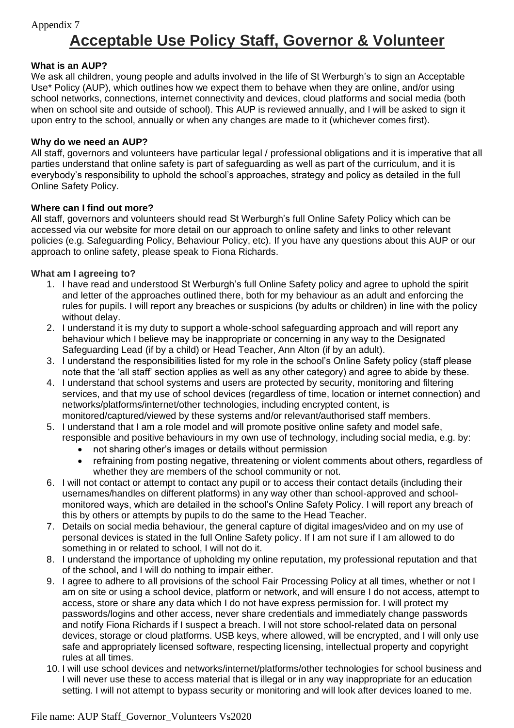Appendix 7

# Acceptable Use Policy Staff, Governor & Volunteer

**What is an AUP?**
We ask all children, young people and adults involved in the life of St Werburgh's to sign an Acceptable Use* Policy (AUP), which outlines how we expect them to behave when they are online, and/or using school networks, connections, internet connectivity and devices, cloud platforms and social media (both when on school site and outside of school). This AUP is reviewed annually, and I will be asked to sign it upon entry to the school, annually or when any changes are made to it (whichever comes first).

**Why do we need an AUP?**
All staff, governors and volunteers have particular legal / professional obligations and it is imperative that all parties understand that online safety is part of safeguarding as well as part of the curriculum, and it is everybody's responsibility to uphold the school's approaches, strategy and policy as detailed in the full Online Safety Policy.

**Where can I find out more?**
All staff, governors and volunteers should read St Werburgh's full Online Safety Policy which can be accessed via our website for more detail on our approach to online safety and links to other relevant policies (e.g. Safeguarding Policy, Behaviour Policy, etc). If you have any questions about this AUP or our approach to online safety, please speak to Fiona Richards.

**What am I agreeing to?**

1. I have read and understood St Werburgh's full Online Safety policy and agree to uphold the spirit and letter of the approaches outlined there, both for my behaviour as an adult and enforcing the rules for pupils. I will report any breaches or suspicions (by adults or children) in line with the policy without delay.
2. I understand it is my duty to support a whole-school safeguarding approach and will report any behaviour which I believe may be inappropriate or concerning in any way to the Designated Safeguarding Lead (if by a child) or Head Teacher, Ann Alton (if by an adult).
3. I understand the responsibilities listed for my role in the school's Online Safety policy (staff please note that the 'all staff' section applies as well as any other category) and agree to abide by these.
4. I understand that school systems and users are protected by security, monitoring and filtering services, and that my use of school devices (regardless of time, location or internet connection) and networks/platforms/internet/other technologies, including encrypted content, is monitored/captured/viewed by these systems and/or relevant/authorised staff members.
5. I understand that I am a role model and will promote positive online safety and model safe, responsible and positive behaviours in my own use of technology, including social media, e.g. by:
   - not sharing other's images or details without permission
   - refraining from posting negative, threatening or violent comments about others, regardless of whether they are members of the school community or not.
6. I will not contact or attempt to contact any pupil or to access their contact details (including their usernames/handles on different platforms) in any way other than school-approved and school-monitored ways, which are detailed in the school's Online Safety Policy. I will report any breach of this by others or attempts by pupils to do the same to the Head Teacher.
7. Details on social media behaviour, the general capture of digital images/video and on my use of personal devices is stated in the full Online Safety policy. If I am not sure if I am allowed to do something in or related to school, I will not do it.
8. I understand the importance of upholding my online reputation, my professional reputation and that of the school, and I will do nothing to impair either.
9. I agree to adhere to all provisions of the school Fair Processing Policy at all times, whether or not I am on site or using a school device, platform or network, and will ensure I do not access, attempt to access, store or share any data which I do not have express permission for. I will protect my passwords/logins and other access, never share credentials and immediately change passwords and notify Fiona Richards if I suspect a breach. I will not store school-related data on personal devices, storage or cloud platforms. USB keys, where allowed, will be encrypted, and I will only use safe and appropriately licensed software, respecting licensing, intellectual property and copyright rules at all times.
10. I will use school devices and networks/internet/platforms/other technologies for school business and I will never use these to access material that is illegal or in any way inappropriate for an education setting. I will not attempt to bypass security or monitoring and will look after devices loaned to me.

File name: AUP Staff_Governor_Volunteers Vs2020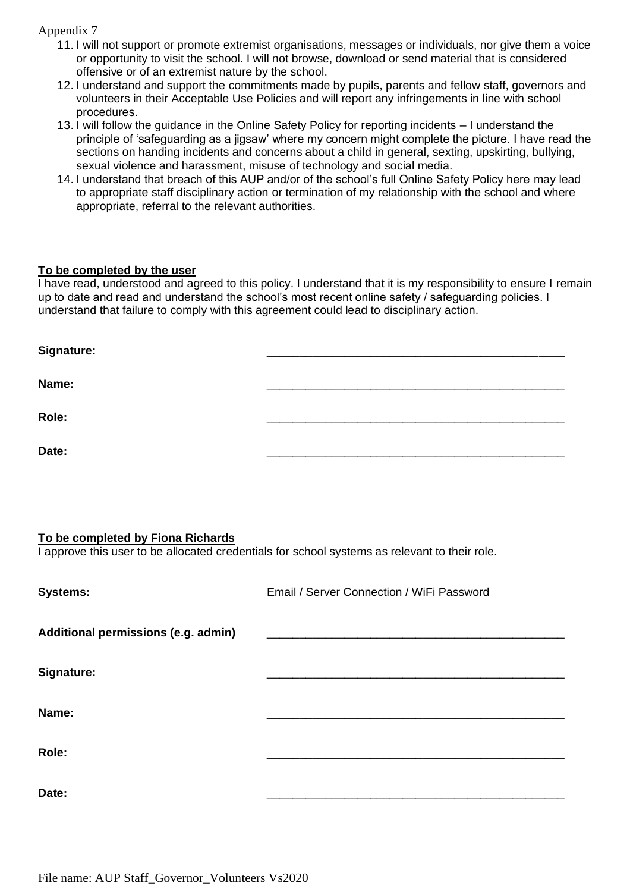Appendix 7

11. I will not support or promote extremist organisations, messages or individuals, nor give them a voice or opportunity to visit the school. I will not browse, download or send material that is considered offensive or of an extremist nature by the school.
12. I understand and support the commitments made by pupils, parents and fellow staff, governors and volunteers in their Acceptable Use Policies and will report any infringements in line with school procedures.
13. I will follow the guidance in the Online Safety Policy for reporting incidents – I understand the principle of 'safeguarding as a jigsaw' where my concern might complete the picture. I have read the sections on handing incidents and concerns about a child in general, sexting, upskirting, bullying, sexual violence and harassment, misuse of technology and social media.
14. I understand that breach of this AUP and/or of the school's full Online Safety Policy here may lead to appropriate staff disciplinary action or termination of my relationship with the school and where appropriate, referral to the relevant authorities.

**To be completed by the user**

I have read, understood and agreed to this policy. I understand that it is my responsibility to ensure I remain up to date and read and understand the school's most recent online safety / safeguarding policies. I understand that failure to comply with this agreement could lead to disciplinary action.

**Signature:** _______________________________________________

**Name:** _______________________________________________

**Role:** _______________________________________________

**Date:** _______________________________________________

**To be completed by Fiona Richards**

I approve this user to be allocated credentials for school systems as relevant to their role.

**Systems:** Email / Server Connection / WiFi Password

**Additional permissions (e.g. admin)** _______________________________________________

**Signature:** _______________________________________________

**Name:** _______________________________________________

**Role:** _______________________________________________

**Date:** _______________________________________________

File name: AUP Staff_Governor_Volunteers Vs2020